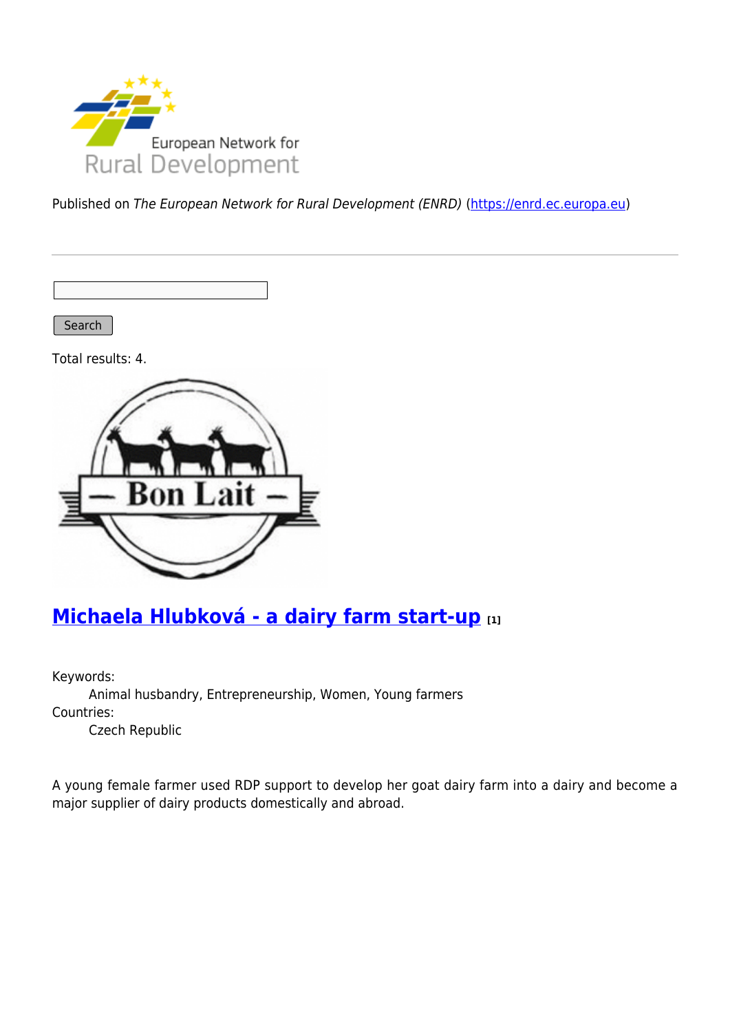Published on *The European Network for Rural Development (ENRD)* (https://enrd.ec.europa.eu)

Search

Total results: 4.

## Michaela Hlubková - a dairy farm start-up [1]

Keywords:

Animal husbandry, Entrepreneurship, Women, Young farmers

Countries:

Czech Republic

A young female farmer used RDP support to develop her goat dairy farm into a dairy and become a major supplier of dairy products domestically and abroad.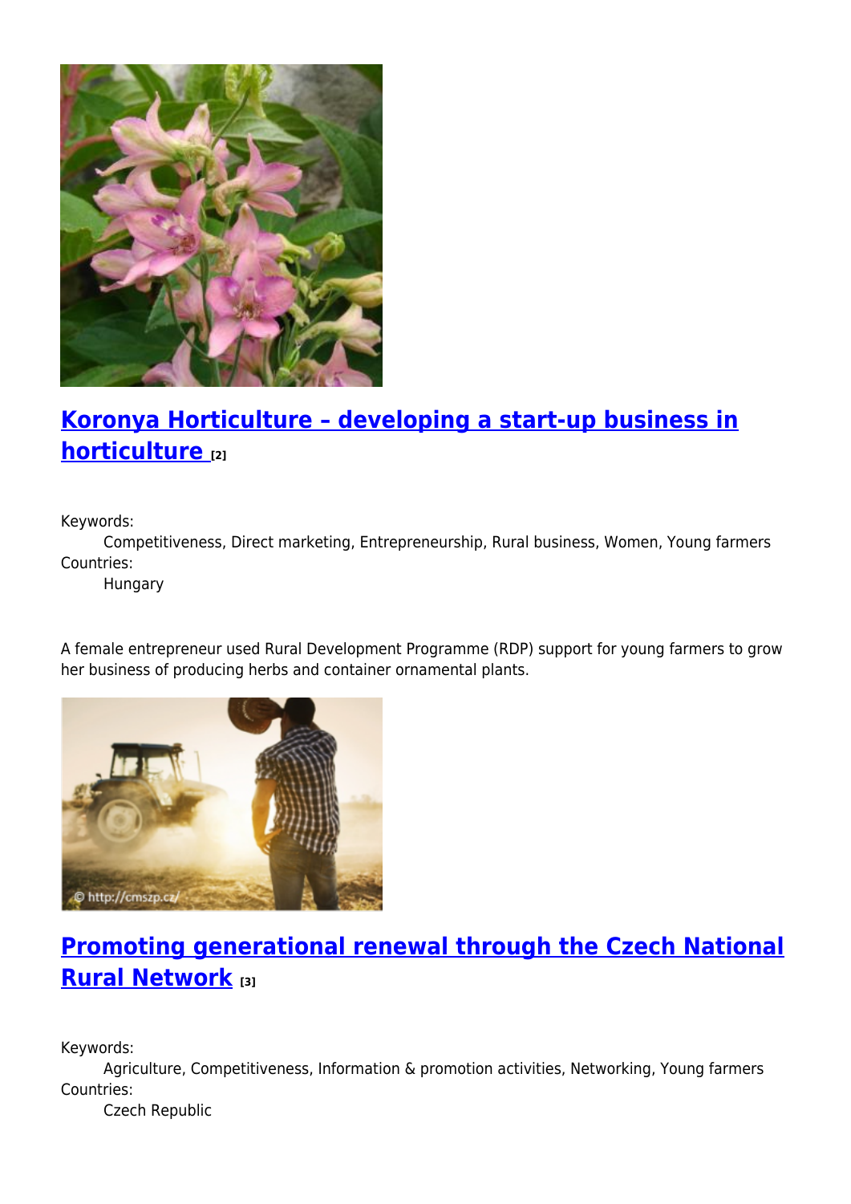## [Koronya Horticulture – developing a start-up business in horticulture [2]]

Keywords:
Competitiveness, Direct marketing, Entrepreneurship, Rural business, Women, Young farmers

Countries:
Hungary

A female entrepreneur used Rural Development Programme (RDP) support for young farmers to grow her business of producing herbs and container ornamental plants.

## [Promoting generational renewal through the Czech National Rural Network [3]]

Keywords:
Agriculture, Competitiveness, Information & promotion activities, Networking, Young farmers

Countries:
Czech Republic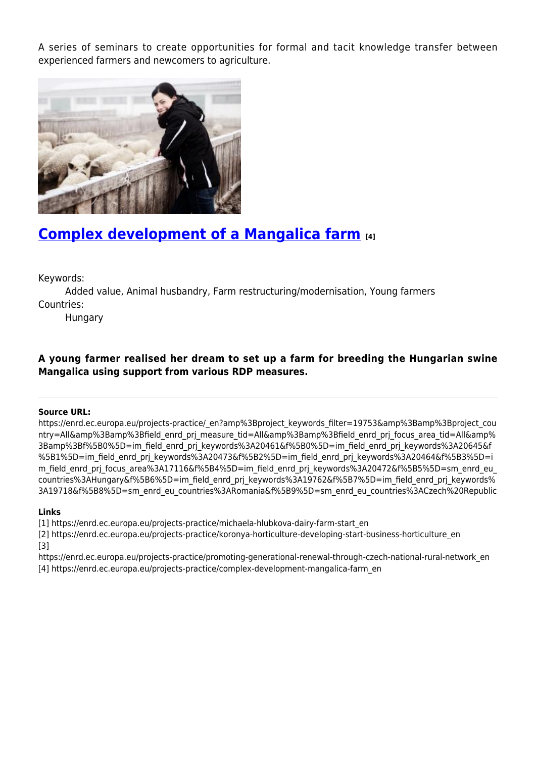A series of seminars to create opportunities for formal and tacit knowledge transfer between experienced farmers and newcomers to agriculture.

## Complex development of a Mangalica farm [4]

Keywords:

Added value, Animal husbandry, Farm restructuring/modernisation, Young farmers

Countries:

Hungary

**A young farmer realised her dream to set up a farm for breeding the Hungarian swine Mangalica using support from various RDP measures.**

---

**Source URL:**
https://enrd.ec.europa.eu/projects-practice/_en?amp%3Bproject_keywords_filter=19753&amp%3Bamp%3Bproject_country=All&amp%3Bamp%3Bfield_enrd_prj_measure_tid=All&amp%3Bamp%3Bfield_enrd_prj_focus_area_tid=All&amp%3Bamp%3Bf%5B0%5D=im_field_enrd_prj_keywords%3A20461&f%5B0%5D=im_field_enrd_prj_keywords%3A20645&f%5B1%5D=im_field_enrd_prj_keywords%3A20473&f%5B2%5D=im_field_enrd_prj_keywords%3A20464&f%5B3%5D=im_field_enrd_prj_focus_area%3A17116&f%5B4%5D=im_field_enrd_prj_keywords%3A20472&f%5B5%5D=sm_enrd_eu_countries%3AHungary&f%5B6%5D=im_field_enrd_prj_keywords%3A19762&f%5B7%5D=im_field_enrd_prj_keywords%3A19718&f%5B8%5D=sm_enrd_eu_countries%3ARomania&f%5B9%5D=sm_enrd_eu_countries%3ACzech%20Republic

**Links**

[1] https://enrd.ec.europa.eu/projects-practice/michaela-hlubkova-dairy-farm-start_en
[2] https://enrd.ec.europa.eu/projects-practice/koronya-horticulture-developing-start-business-horticulture_en
[3] https://enrd.ec.europa.eu/projects-practice/promoting-generational-renewal-through-czech-national-rural-network_en
[4] https://enrd.ec.europa.eu/projects-practice/complex-development-mangalica-farm_en